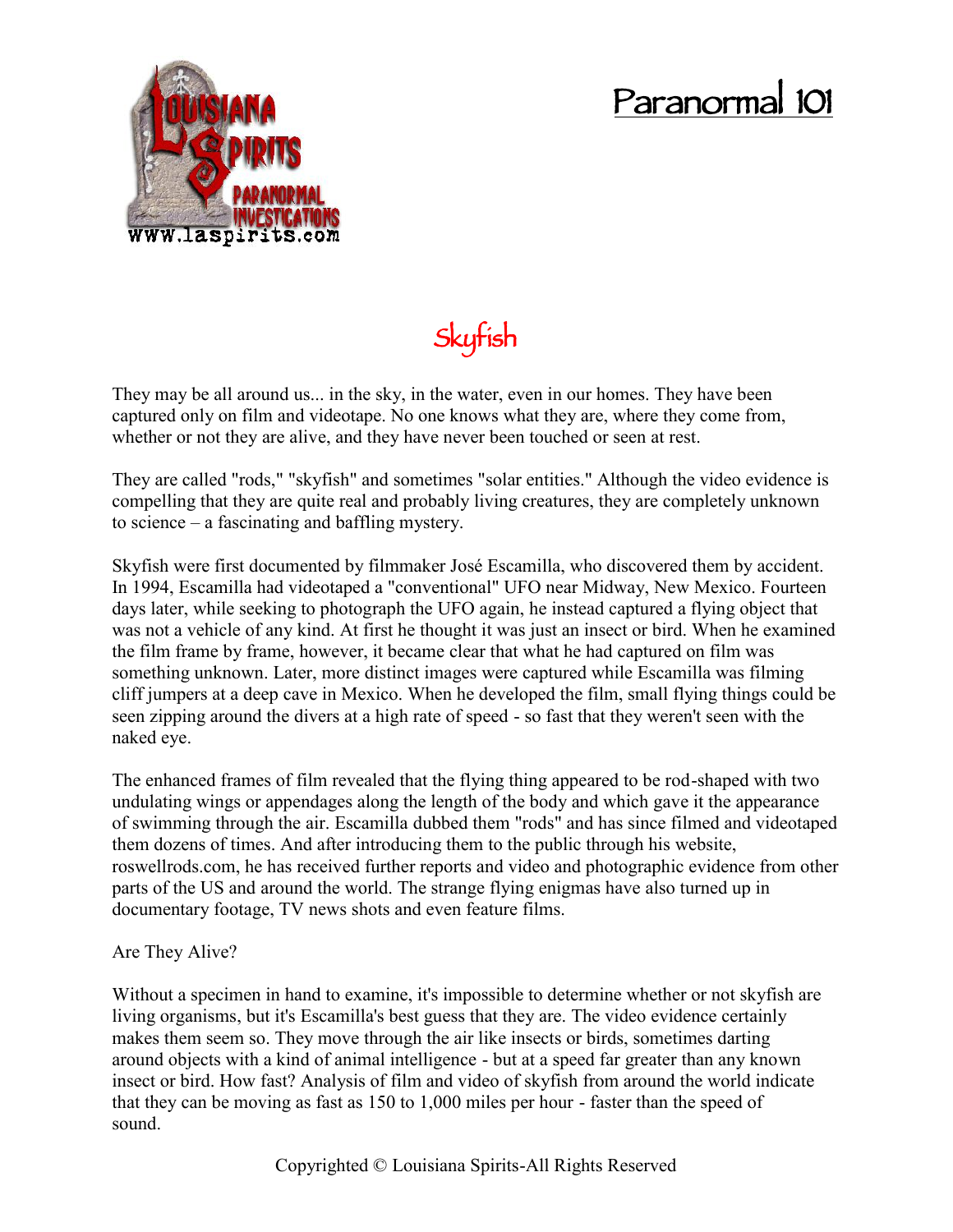# Paranormal 101

## Skyfish

They may be all around us... in the sky, in the water, even in our homes. They have been captured only on film and videotape. No one knows what they are, where they come from, whether or not they are alive, and they have never been touched or seen at rest.

They are called "rods," "skyfish" and sometimes "solar entities." Although the video evidence is compelling that they are quite real and probably living creatures, they are completely unknown to science – a fascinating and baffling mystery.

Skyfish were first documented by filmmaker José Escamilla, who discovered them by accident. In 1994, Escamilla had videotaped a "conventional" UFO near Midway, New Mexico. Fourteen days later, while seeking to photograph the UFO again, he instead captured a flying object that was not a vehicle of any kind. At first he thought it was just an insect or bird. When he examined the film frame by frame, however, it became clear that what he had captured on film was something unknown. Later, more distinct images were captured while Escamilla was filming cliff jumpers at a deep cave in Mexico. When he developed the film, small flying things could be seen zipping around the divers at a high rate of speed - so fast that they weren't seen with the naked eye.

The enhanced frames of film revealed that the flying thing appeared to be rod-shaped with two undulating wings or appendages along the length of the body and which gave it the appearance of swimming through the air. Escamilla dubbed them "rods" and has since filmed and videotaped them dozens of times. And after introducing them to the public through his website, roswellrods.com, he has received further reports and video and photographic evidence from other parts of the US and around the world. The strange flying enigmas have also turned up in documentary footage, TV news shots and even feature films.

Are They Alive?

Without a specimen in hand to examine, it's impossible to determine whether or not skyfish are living organisms, but it's Escamilla's best guess that they are. The video evidence certainly makes them seem so. They move through the air like insects or birds, sometimes darting around objects with a kind of animal intelligence - but at a speed far greater than any known insect or bird. How fast? Analysis of film and video of skyfish from around the world indicate that they can be moving as fast as 150 to 1,000 miles per hour - faster than the speed of sound.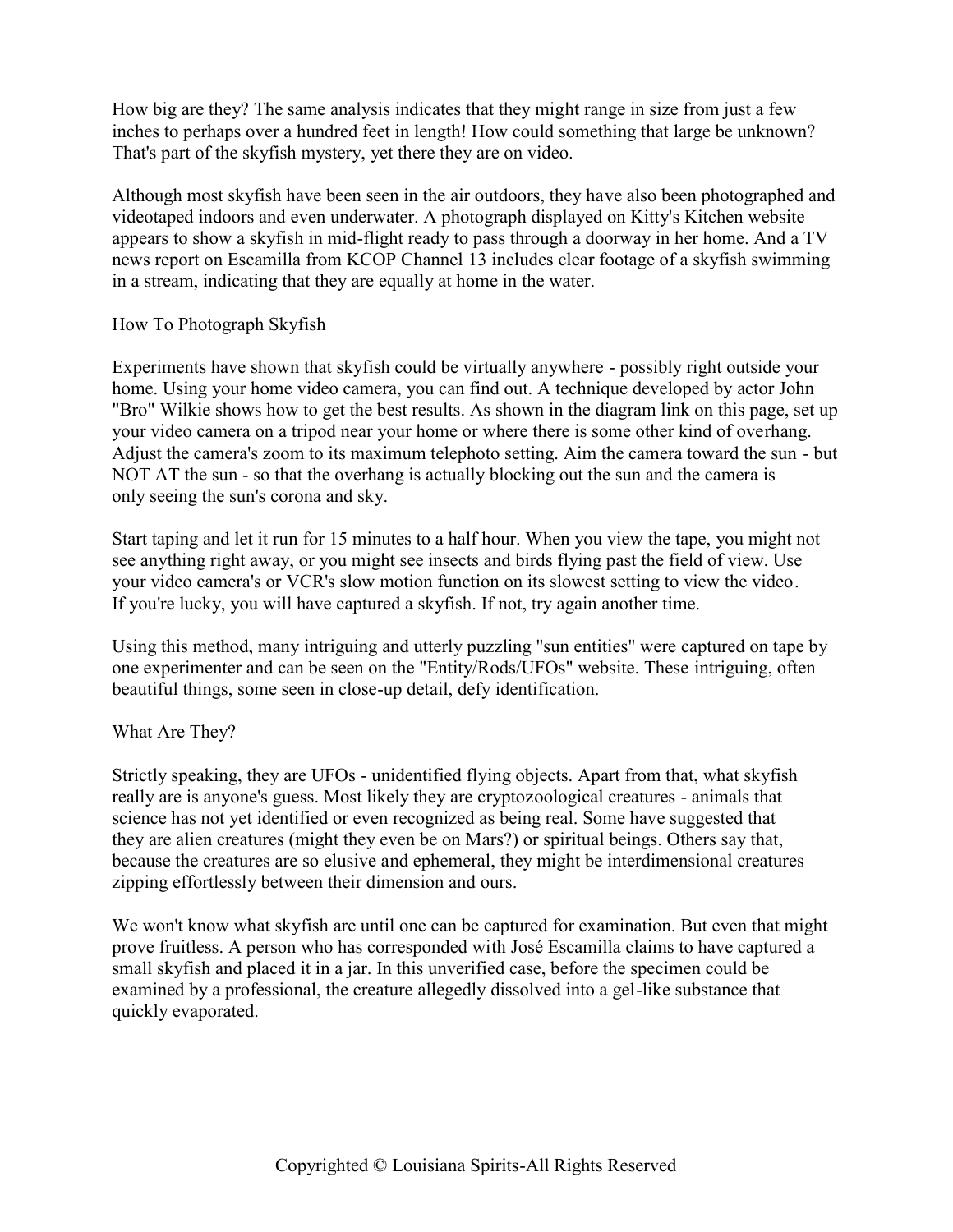How big are they? The same analysis indicates that they might range in size from just a few inches to perhaps over a hundred feet in length! How could something that large be unknown? That's part of the skyfish mystery, yet there they are on video.

Although most skyfish have been seen in the air outdoors, they have also been photographed and videotaped indoors and even underwater. A photograph displayed on Kitty's Kitchen website appears to show a skyfish in mid-flight ready to pass through a doorway in her home. And a TV news report on Escamilla from KCOP Channel 13 includes clear footage of a skyfish swimming in a stream, indicating that they are equally at home in the water.

## How To Photograph Skyfish

Experiments have shown that skyfish could be virtually anywhere - possibly right outside your home. Using your home video camera, you can find out. A technique developed by actor John "Bro" Wilkie shows how to get the best results. As shown in the diagram link on this page, set up your video camera on a tripod near your home or where there is some other kind of overhang. Adjust the camera's zoom to its maximum telephoto setting. Aim the camera toward the sun - but NOT AT the sun - so that the overhang is actually blocking out the sun and the camera is only seeing the sun's corona and sky.

Start taping and let it run for 15 minutes to a half hour. When you view the tape, you might not see anything right away, or you might see insects and birds flying past the field of view. Use your video camera's or VCR's slow motion function on its slowest setting to view the video. If you're lucky, you will have captured a skyfish. If not, try again another time.

Using this method, many intriguing and utterly puzzling "sun entities" were captured on tape by one experimenter and can be seen on the "Entity/Rods/UFOs" website. These intriguing, often beautiful things, some seen in close-up detail, defy identification.

## What Are They?

Strictly speaking, they are UFOs - unidentified flying objects. Apart from that, what skyfish really are is anyone's guess. Most likely they are cryptozoological creatures - animals that science has not yet identified or even recognized as being real. Some have suggested that they are alien creatures (might they even be on Mars?) or spiritual beings. Others say that, because the creatures are so elusive and ephemeral, they might be interdimensional creatures – zipping effortlessly between their dimension and ours.

We won't know what skyfish are until one can be captured for examination. But even that might prove fruitless. A person who has corresponded with José Escamilla claims to have captured a small skyfish and placed it in a jar. In this unverified case, before the specimen could be examined by a professional, the creature allegedly dissolved into a gel-like substance that quickly evaporated.